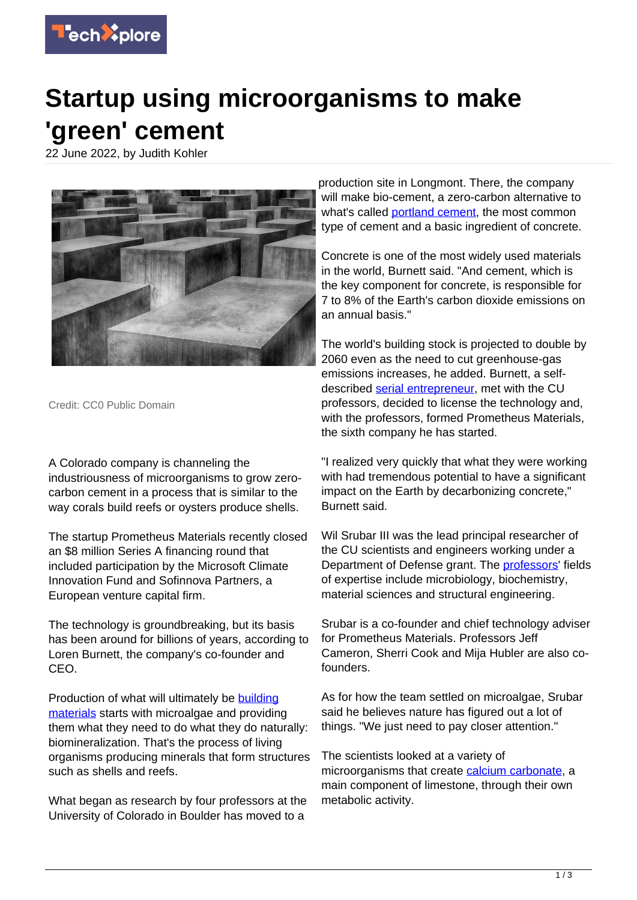# Startup using microorganisms to make 'green' cement

22 June 2022, by Judith Kohler

Credit: CC0 Public Domain

A Colorado company is channeling the industriousness of microorganisms to grow zero-carbon cement in a process that is similar to the way corals build reefs or oysters produce shells.

The startup Prometheus Materials recently closed an $8 million Series A financing round that included participation by the Microsoft Climate Innovation Fund and Sofinnova Partners, a European venture capital firm.

The technology is groundbreaking, but its basis has been around for billions of years, according to Loren Burnett, the company's co-founder and CEO.

Production of what will ultimately be building materials starts with microalgae and providing them what they need to do what they do naturally: biomineralization. That's the process of living organisms producing minerals that form structures such as shells and reefs.

What began as research by four professors at the University of Colorado in Boulder has moved to a production site in Longmont. There, the company will make bio-cement, a zero-carbon alternative to what's called portland cement, the most common type of cement and a basic ingredient of concrete.

Concrete is one of the most widely used materials in the world, Burnett said. "And cement, which is the key component for concrete, is responsible for 7 to 8% of the Earth's carbon dioxide emissions on an annual basis."

The world's building stock is projected to double by 2060 even as the need to cut greenhouse-gas emissions increases, he added. Burnett, a self-described serial entrepreneur, met with the CU professors, decided to license the technology and, with the professors, formed Prometheus Materials, the sixth company he has started.

"I realized very quickly that what they were working with had tremendous potential to have a significant impact on the Earth by decarbonizing concrete," Burnett said.

Wil Srubar III was the lead principal researcher of the CU scientists and engineers working under a Department of Defense grant. The professors' fields of expertise include microbiology, biochemistry, material sciences and structural engineering.

Srubar is a co-founder and chief technology adviser for Prometheus Materials. Professors Jeff Cameron, Sherri Cook and Mija Hubler are also co-founders.

As for how the team settled on microalgae, Srubar said he believes nature has figured out a lot of things. "We just need to pay closer attention."

The scientists looked at a variety of microorganisms that create calcium carbonate, a main component of limestone, through their own metabolic activity.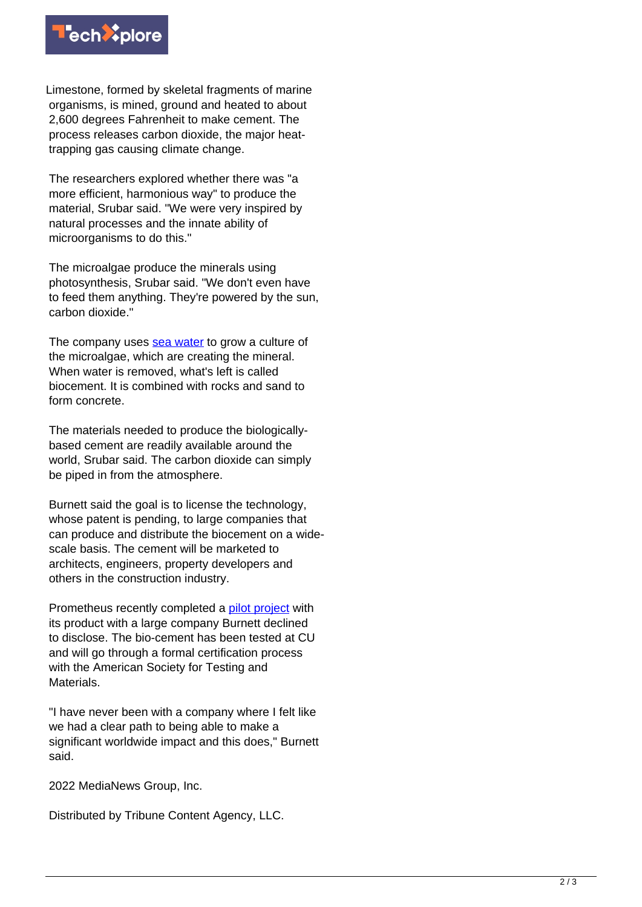Limestone, formed by skeletal fragments of marine organisms, is mined, ground and heated to about 2,600 degrees Fahrenheit to make cement. The process releases carbon dioxide, the major heat-trapping gas causing climate change.

The researchers explored whether there was "a more efficient, harmonious way" to produce the material, Srubar said. "We were very inspired by natural processes and the innate ability of microorganisms to do this."

The microalgae produce the minerals using photosynthesis, Srubar said. "We don't even have to feed them anything. They're powered by the sun, carbon dioxide."

The company uses sea water to grow a culture of the microalgae, which are creating the mineral. When water is removed, what's left is called biocement. It is combined with rocks and sand to form concrete.

The materials needed to produce the biologically-based cement are readily available around the world, Srubar said. The carbon dioxide can simply be piped in from the atmosphere.

Burnett said the goal is to license the technology, whose patent is pending, to large companies that can produce and distribute the biocement on a wide-scale basis. The cement will be marketed to architects, engineers, property developers and others in the construction industry.

Prometheus recently completed a pilot project with its product with a large company Burnett declined to disclose. The bio-cement has been tested at CU and will go through a formal certification process with the American Society for Testing and Materials.

"I have never been with a company where I felt like we had a clear path to being able to make a significant worldwide impact and this does," Burnett said.

2022 MediaNews Group, Inc.

Distributed by Tribune Content Agency, LLC.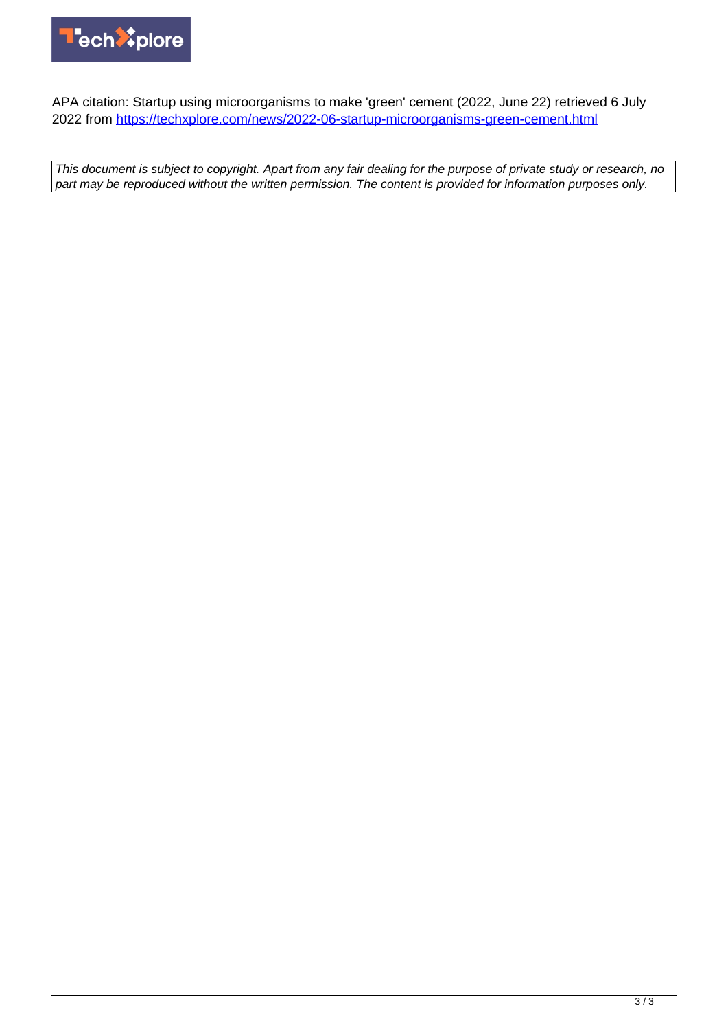APA citation: Startup using microorganisms to make 'green' cement (2022, June 22) retrieved 6 July 2022 from https://techxplore.com/news/2022-06-startup-microorganisms-green-cement.html

*This document is subject to copyright. Apart from any fair dealing for the purpose of private study or research, no part may be reproduced without the written permission. The content is provided for information purposes only.*